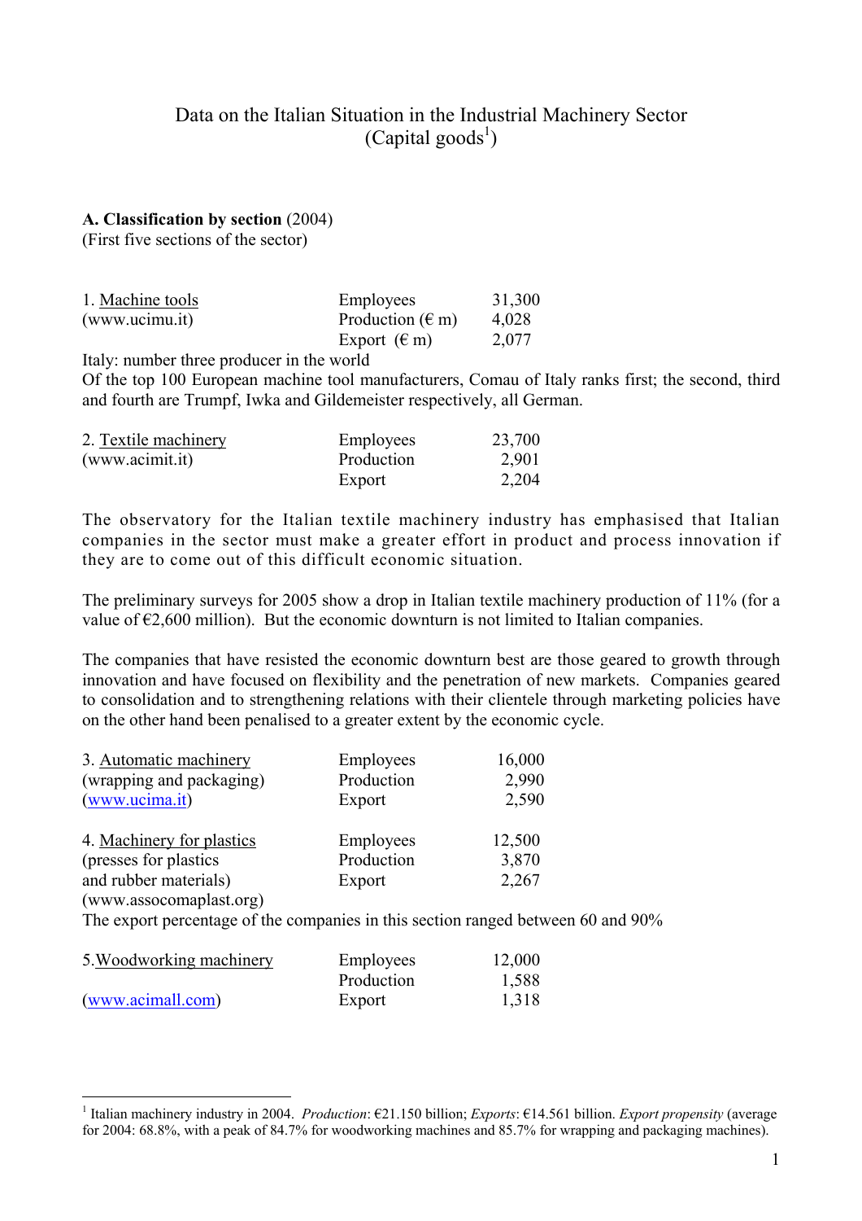# Data on the Italian Situation in the Industrial Machinery Sector (Capital goods[1])

**A. Classification by section** (2004)
(First five sections of the sector)

| 1. Machine tools | Employees | 31,300 |
|---|---|---|
| (www.ucimu.it) | Production (€ m) | 4,028 |
| | Export (€ m) | 2,077 |

Italy: number three producer in the world
Of the top 100 European machine tool manufacturers, Comau of Italy ranks first; the second, third and fourth are Trumpf, Iwka and Gildemeister respectively, all German.

| 2. Textile machinery | Employees | 23,700 |
|---|---|---|
| (www.acimit.it) | Production | 2,901 |
| | Export | 2,204 |

The observatory for the Italian textile machinery industry has emphasised that Italian companies in the sector must make a greater effort in product and process innovation if they are to come out of this difficult economic situation.

The preliminary surveys for 2005 show a drop in Italian textile machinery production of 11% (for a value of €2,600 million). But the economic downturn is not limited to Italian companies.

The companies that have resisted the economic downturn best are those geared to growth through innovation and have focused on flexibility and the penetration of new markets. Companies geared to consolidation and to strengthening relations with their clientele through marketing policies have on the other hand been penalised to a greater extent by the economic cycle.

| 3. Automatic machinery | Employees | 16,000 |
|---|---|---|
| (wrapping and packaging) | Production | 2,990 |
| (www.ucima.it) | Export | 2,590 |

| 4. Machinery for plastics | Employees | 12,500 |
|---|---|---|
| (presses for plastics | Production | 3,870 |
| and rubber materials) | Export | 2,267 |
| (www.assocomaplast.org) | | |

The export percentage of the companies in this section ranged between 60 and 90%

| 5. Woodworking machinery | Employees | 12,000 |
|---|---|---|
| | Production | 1,588 |
| (www.acimall.com) | Export | 1,318 |

[1] Italian machinery industry in 2004. *Production*: €21.150 billion; *Exports*: €14.561 billion. *Export propensity* (average for 2004: 68.8%, with a peak of 84.7% for woodworking machines and 85.7% for wrapping and packaging machines).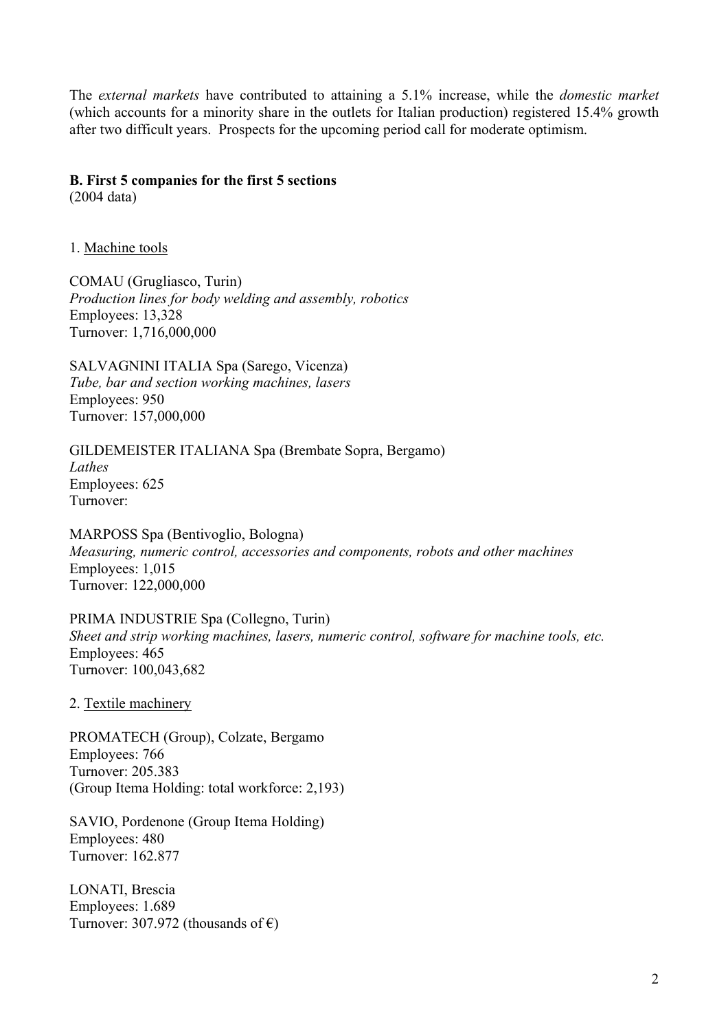The *external markets* have contributed to attaining a 5.1% increase, while the *domestic market* (which accounts for a minority share in the outlets for Italian production) registered 15.4% growth after two difficult years. Prospects for the upcoming period call for moderate optimism.

**B. First 5 companies for the first 5 sections**
(2004 data)

1. Machine tools

COMAU (Grugliasco, Turin)
*Production lines for body welding and assembly, robotics*
Employees: 13,328
Turnover: 1,716,000,000

SALVAGNINI ITALIA Spa (Sarego, Vicenza)
*Tube, bar and section working machines, lasers*
Employees: 950
Turnover: 157,000,000

GILDEMEISTER ITALIANA Spa (Brembate Sopra, Bergamo)
*Lathes*
Employees: 625
Turnover:

MARPOSS Spa (Bentivoglio, Bologna)
*Measuring, numeric control, accessories and components, robots and other machines*
Employees: 1,015
Turnover: 122,000,000

PRIMA INDUSTRIE Spa (Collegno, Turin)
*Sheet and strip working machines, lasers, numeric control, software for machine tools, etc.*
Employees: 465
Turnover: 100,043,682

2. Textile machinery

PROMATECH (Group), Colzate, Bergamo
Employees: 766
Turnover: 205.383
(Group Itema Holding: total workforce: 2,193)

SAVIO, Pordenone (Group Itema Holding)
Employees: 480
Turnover: 162.877

LONATI, Brescia
Employees: 1.689
Turnover: 307.972 (thousands of €)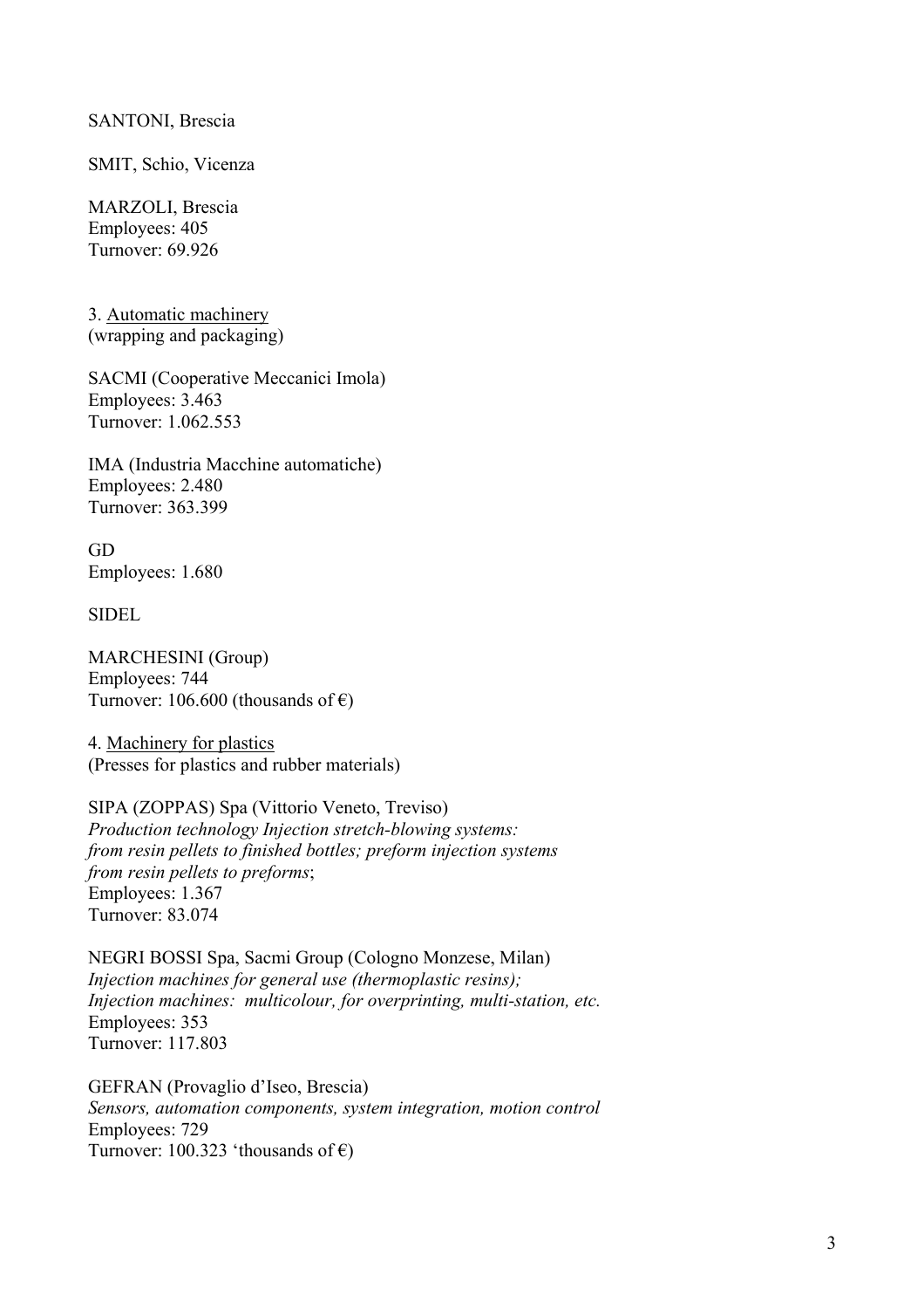SANTONI, Brescia

SMIT, Schio, Vicenza

MARZOLI, Brescia
Employees: 405
Turnover: 69.926

3. <u>Automatic machinery</u>
(wrapping and packaging)

SACMI (Cooperative Meccanici Imola)
Employees: 3.463
Turnover: 1.062.553

IMA (Industria Macchine automatiche)
Employees: 2.480
Turnover: 363.399

GD
Employees: 1.680

SIDEL

MARCHESINI (Group)
Employees: 744
Turnover: 106.600 (thousands of €)

4. <u>Machinery for plastics</u>
(Presses for plastics and rubber materials)

SIPA (ZOPPAS) Spa (Vittorio Veneto, Treviso)
*Production technology Injection stretch-blowing systems: from resin pellets to finished bottles; preform injection systems from resin pellets to preforms*;
Employees: 1.367
Turnover: 83.074

NEGRI BOSSI Spa, Sacmi Group (Cologno Monzese, Milan)
*Injection machines for general use (thermoplastic resins); Injection machines: multicolour, for overprinting, multi-station, etc.*
Employees: 353
Turnover: 117.803

GEFRAN (Provaglio d'Iseo, Brescia)
*Sensors, automation components, system integration, motion control*
Employees: 729
Turnover: 100.323 'thousands of €)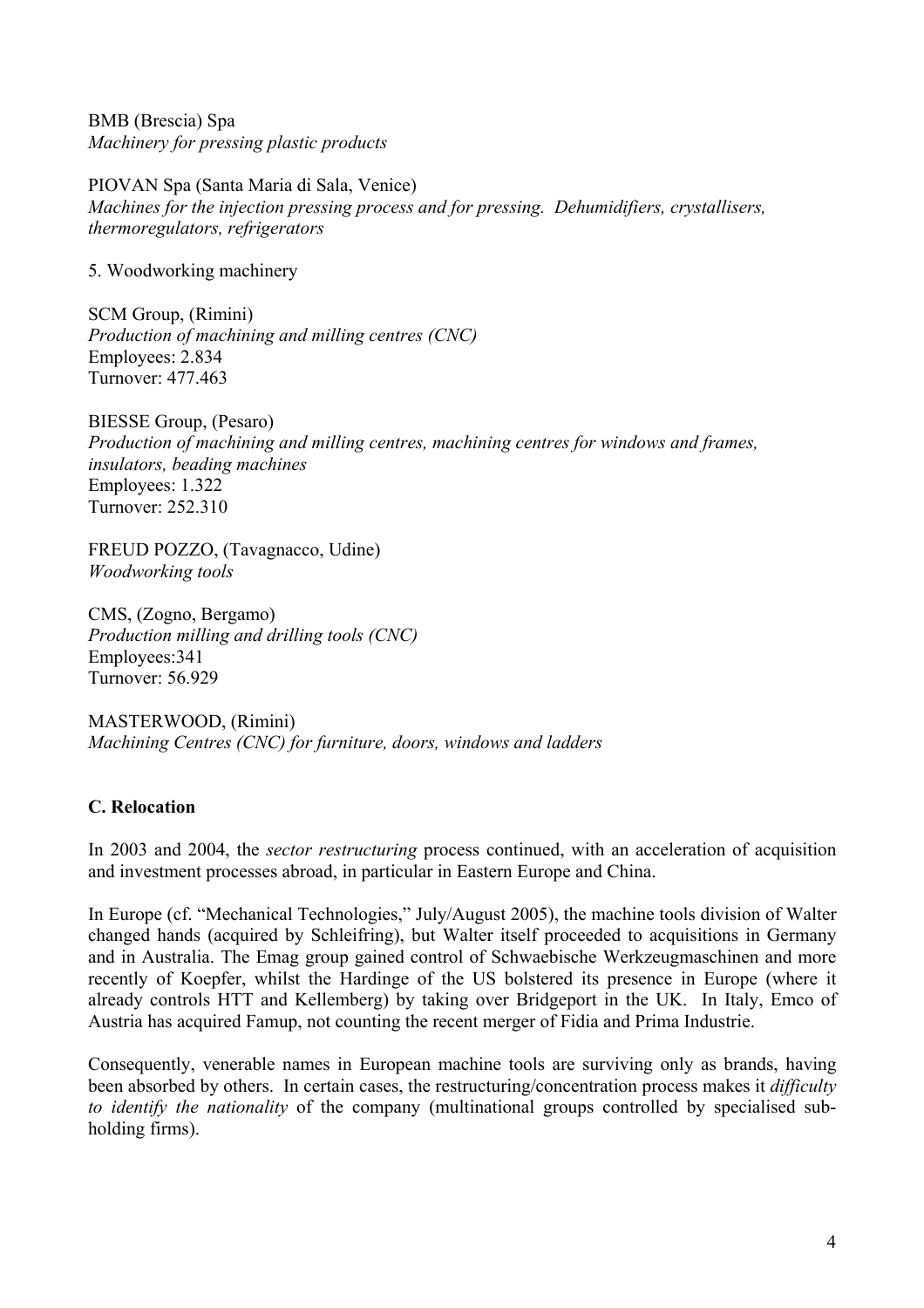BMB (Brescia) Spa
*Machinery for pressing plastic products*

PIOVAN Spa (Santa Maria di Sala, Venice)
*Machines for the injection pressing process and for pressing. Dehumidifiers, crystallisers, thermoregulators, refrigerators*

5. Woodworking machinery

SCM Group, (Rimini)
*Production of machining and milling centres (CNC)*
Employees: 2.834
Turnover: 477.463

BIESSE Group, (Pesaro)
*Production of machining and milling centres, machining centres for windows and frames, insulators, beading machines*
Employees: 1.322
Turnover: 252.310

FREUD POZZO, (Tavagnacco, Udine)
*Woodworking tools*

CMS, (Zogno, Bergamo)
*Production milling and drilling tools (CNC)*
Employees:341
Turnover: 56.929

MASTERWOOD, (Rimini)
*Machining Centres (CNC) for furniture, doors, windows and ladders*

### C. Relocation

In 2003 and 2004, the *sector restructuring* process continued, with an acceleration of acquisition and investment processes abroad, in particular in Eastern Europe and China.

In Europe (cf. "Mechanical Technologies," July/August 2005), the machine tools division of Walter changed hands (acquired by Schleifring), but Walter itself proceeded to acquisitions in Germany and in Australia. The Emag group gained control of Schwaebische Werkzeugmaschinen and more recently of Koepfer, whilst the Hardinge of the US bolstered its presence in Europe (where it already controls HTT and Kellemberg) by taking over Bridgeport in the UK. In Italy, Emco of Austria has acquired Famup, not counting the recent merger of Fidia and Prima Industrie.

Consequently, venerable names in European machine tools are surviving only as brands, having been absorbed by others. In certain cases, the restructuring/concentration process makes it *difficulty to identify the nationality* of the company (multinational groups controlled by specialised sub-holding firms).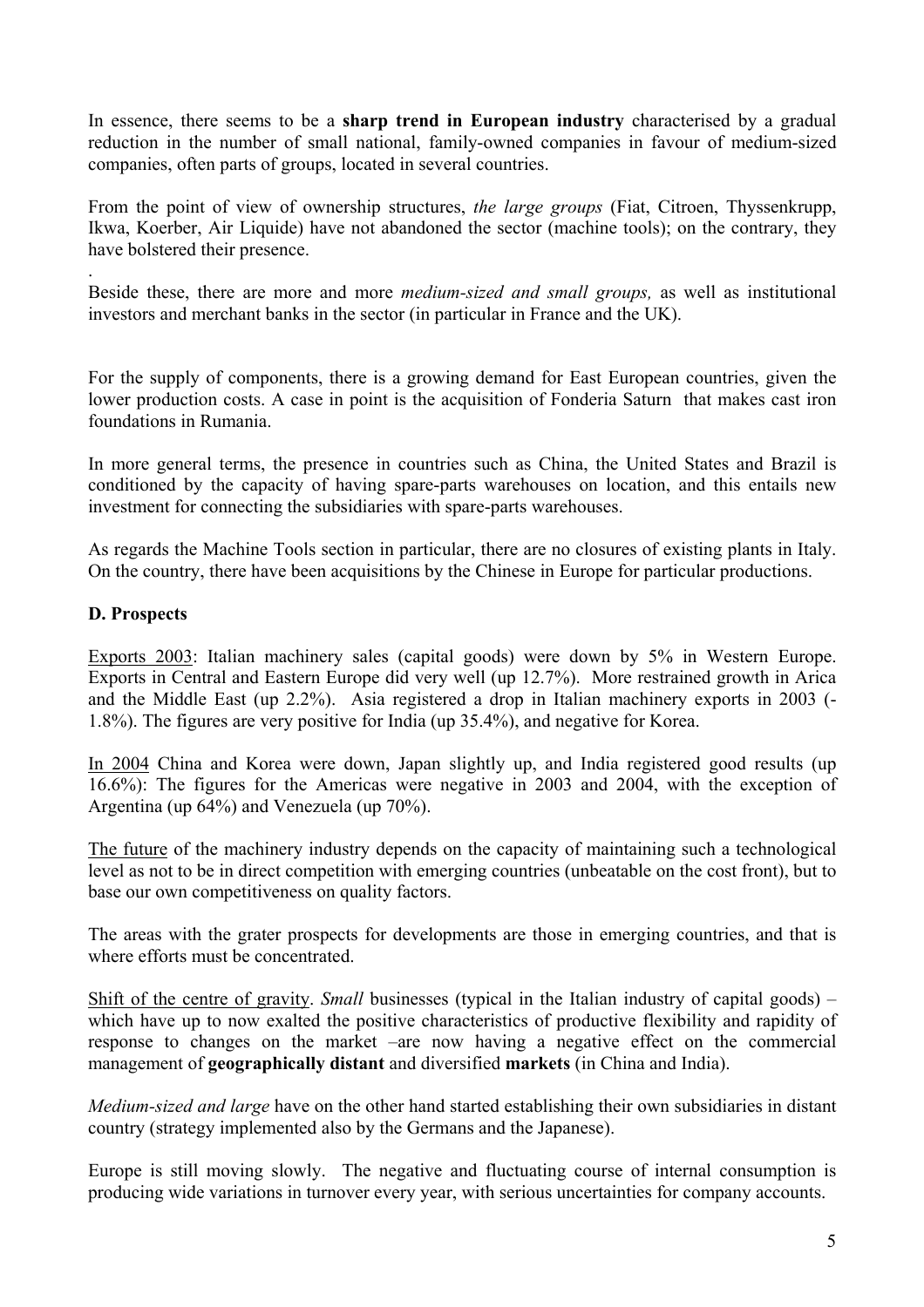In essence, there seems to be a **sharp trend in European industry** characterised by a gradual reduction in the number of small national, family-owned companies in favour of medium-sized companies, often parts of groups, located in several countries.

From the point of view of ownership structures, *the large groups* (Fiat, Citroen, Thyssenkrupp, Ikwa, Koerber, Air Liquide) have not abandoned the sector (machine tools); on the contrary, they have bolstered their presence.

.
Beside these, there are more and more *medium-sized and small groups,* as well as institutional investors and merchant banks in the sector (in particular in France and the UK).

For the supply of components, there is a growing demand for East European countries, given the lower production costs. A case in point is the acquisition of Fonderia Saturn that makes cast iron foundations in Rumania.

In more general terms, the presence in countries such as China, the United States and Brazil is conditioned by the capacity of having spare-parts warehouses on location, and this entails new investment for connecting the subsidiaries with spare-parts warehouses.

As regards the Machine Tools section in particular, there are no closures of existing plants in Italy. On the country, there have been acquisitions by the Chinese in Europe for particular productions.

**D. Prospects**

Exports 2003: Italian machinery sales (capital goods) were down by 5% in Western Europe. Exports in Central and Eastern Europe did very well (up 12.7%). More restrained growth in Arica and the Middle East (up 2.2%). Asia registered a drop in Italian machinery exports in 2003 (-1.8%). The figures are very positive for India (up 35.4%), and negative for Korea.

In 2004 China and Korea were down, Japan slightly up, and India registered good results (up 16.6%): The figures for the Americas were negative in 2003 and 2004, with the exception of Argentina (up 64%) and Venezuela (up 70%).

The future of the machinery industry depends on the capacity of maintaining such a technological level as not to be in direct competition with emerging countries (unbeatable on the cost front), but to base our own competitiveness on quality factors.

The areas with the grater prospects for developments are those in emerging countries, and that is where efforts must be concentrated.

Shift of the centre of gravity. *Small* businesses (typical in the Italian industry of capital goods) – which have up to now exalted the positive characteristics of productive flexibility and rapidity of response to changes on the market –are now having a negative effect on the commercial management of **geographically distant** and diversified **markets** (in China and India).

*Medium-sized and large* have on the other hand started establishing their own subsidiaries in distant country (strategy implemented also by the Germans and the Japanese).

Europe is still moving slowly. The negative and fluctuating course of internal consumption is producing wide variations in turnover every year, with serious uncertainties for company accounts.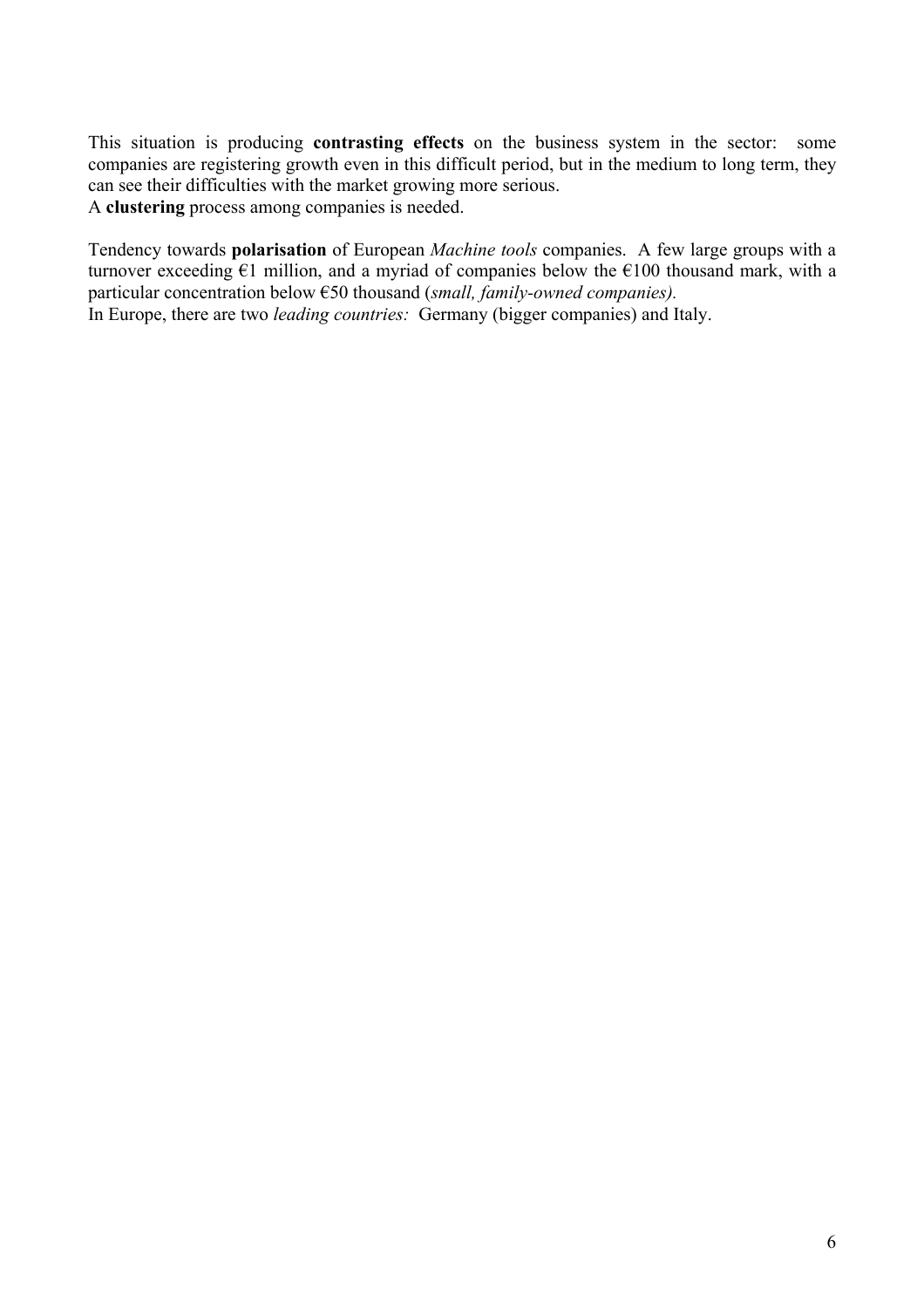This situation is producing **contrasting effects** on the business system in the sector: some companies are registering growth even in this difficult period, but in the medium to long term, they can see their difficulties with the market growing more serious.
A **clustering** process among companies is needed.

Tendency towards **polarisation** of European *Machine tools* companies. A few large groups with a turnover exceeding €1 million, and a myriad of companies below the €100 thousand mark, with a particular concentration below €50 thousand (*small, family-owned companies).*
In Europe, there are two *leading countries:* Germany (bigger companies) and Italy.